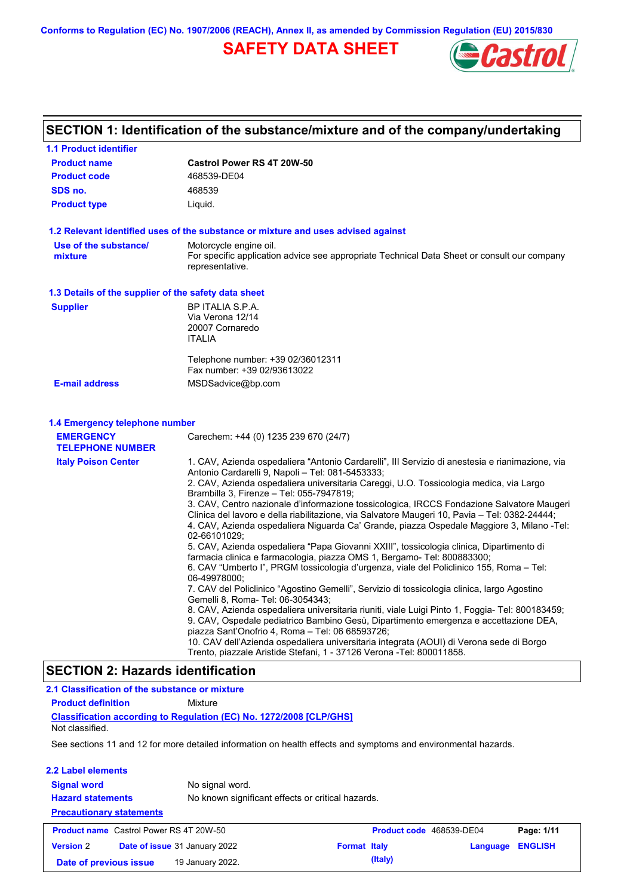Conforms to Regulation (EC) No. 1907/2006 (REACH), Annex II, as amended by Commission Regulation (EU) 2015/830

# SAFETY DATA SHEET

## SECTION 1: Identification of the substance/mixture and of the company/undertaking

### 1.1 Product identifier

| | |
|---|---|
| **Product name** | **Castrol Power RS 4T 20W-50** |
| **Product code** | 468539-DE04 |
| **SDS no.** | 468539 |
| **Product type** | Liquid. |

### 1.2 Relevant identified uses of the substance or mixture and uses advised against

**Use of the substance/ mixture**: Motorcycle engine oil.
For specific application advice see appropriate Technical Data Sheet or consult our company representative.

### 1.3 Details of the supplier of the safety data sheet

**Supplier**: BP ITALIA S.P.A.
Via Verona 12/14
20007 Cornaredo
ITALIA

Telephone number: +39 02/36012311
Fax number: +39 02/93613022

**E-mail address**: MSDSadvice@bp.com

### 1.4 Emergency telephone number

**EMERGENCY TELEPHONE NUMBER**: Carechem: +44 (0) 1235 239 670 (24/7)

**Italy Poison Center**:
1. CAV, Azienda ospedaliera “Antonio Cardarelli”, III Servizio di anestesia e rianimazione, via Antonio Cardarelli 9, Napoli – Tel: 081-5453333;
2. CAV, Azienda ospedaliera universitaria Careggi, U.O. Tossicologia medica, via Largo Brambilla 3, Firenze – Tel: 055-7947819;
3. CAV, Centro nazionale d’informazione tossicologica, IRCCS Fondazione Salvatore Maugeri Clinica del lavoro e della riabilitazione, via Salvatore Maugeri 10, Pavia – Tel: 0382-24444;
4. CAV, Azienda ospedaliera Niguarda Ca’ Grande, piazza Ospedale Maggiore 3, Milano -Tel: 02-66101029;
5. CAV, Azienda ospedaliera “Papa Giovanni XXIII”, tossicologia clinica, Dipartimento di farmacia clinica e farmacologia, piazza OMS 1, Bergamo- Tel: 800883300;
6. CAV “Umberto I”, PRGM tossicologia d’urgenza, viale del Policlinico 155, Roma – Tel: 06-49978000;
7. CAV del Policlinico “Agostino Gemelli”, Servizio di tossicologia clinica, largo Agostino Gemelli 8, Roma- Tel: 06-3054343;
8. CAV, Azienda ospedaliera universitaria riuniti, viale Luigi Pinto 1, Foggia- Tel: 800183459;
9. CAV, Ospedale pediatrico Bambino Gesù, Dipartimento emergenza e accettazione DEA, piazza Sant’Onofrio 4, Roma – Tel: 06 68593726;
10. CAV dell’Azienda ospedaliera universitaria integrata (AOUI) di Verona sede di Borgo Trento, piazzale Aristide Stefani, 1 - 37126 Verona -Tel: 800011858.

## SECTION 2: Hazards identification

### 2.1 Classification of the substance or mixture

**Product definition**: Mixture

**Classification according to Regulation (EC) No. 1272/2008 [CLP/GHS]**
Not classified.

See sections 11 and 12 for more detailed information on health effects and symptoms and environmental hazards.

### 2.2 Label elements

| | |
|---|---|
| **Signal word** | No signal word. |
| **Hazard statements** | No known significant effects or critical hazards. |

**Precautionary statements**

| | | | |
|---|---|---|---|
| **Product name** Castrol Power RS 4T 20W-50 | | **Product code** 468539-DE04 | |
| **Version** 2 | **Date of issue** 31 January 2022 | **Format** Italy (Italy) | **Language** ENGLISH |
| **Date of previous issue** | 19 January 2022. | | |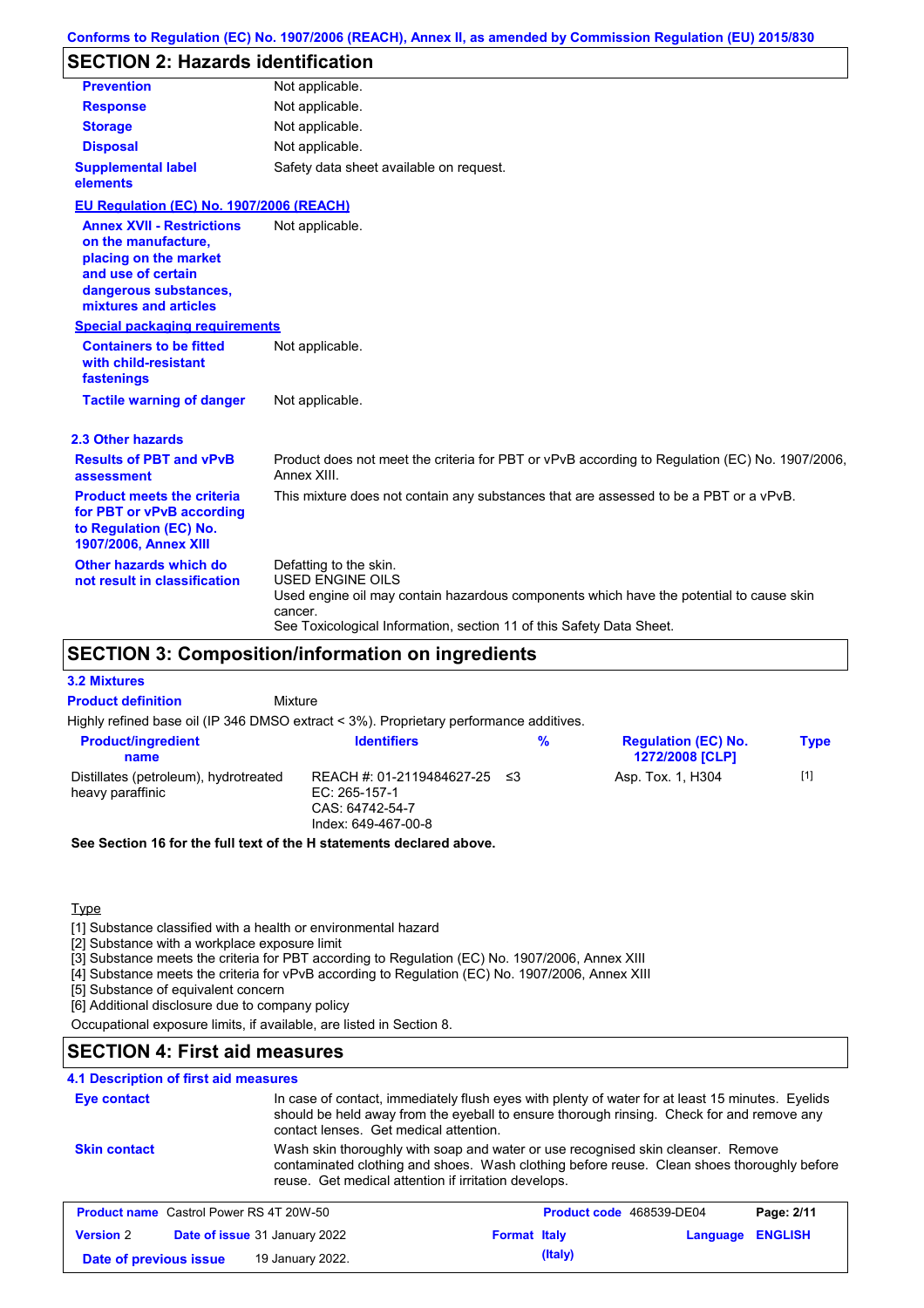Conforms to Regulation (EC) No. 1907/2006 (REACH), Annex II, as amended by Commission Regulation (EU) 2015/830

## SECTION 2: Hazards identification

| | |
|---|---|
| **Prevention** | Not applicable. |
| **Response** | Not applicable. |
| **Storage** | Not applicable. |
| **Disposal** | Not applicable. |
| **Supplemental label elements** | Safety data sheet available on request. |

**EU Regulation (EC) No. 1907/2006 (REACH)**

| | |
|---|---|
| **Annex XVII - Restrictions on the manufacture, placing on the market and use of certain dangerous substances, mixtures and articles** | Not applicable. |

**Special packaging requirements**

| | |
|---|---|
| **Containers to be fitted with child-resistant fastenings** | Not applicable. |
| **Tactile warning of danger** | Not applicable. |

### 2.3 Other hazards

| | |
|---|---|
| **Results of PBT and vPvB assessment** | Product does not meet the criteria for PBT or vPvB according to Regulation (EC) No. 1907/2006, Annex XIII. |
| **Product meets the criteria for PBT or vPvB according to Regulation (EC) No. 1907/2006, Annex XIII** | This mixture does not contain any substances that are assessed to be a PBT or a vPvB. |
| **Other hazards which do not result in classification** | Defatting to the skin.<br>USED ENGINE OILS<br>Used engine oil may contain hazardous components which have the potential to cause skin cancer.<br>See Toxicological Information, section 11 of this Safety Data Sheet. |

## SECTION 3: Composition/information on ingredients

### 3.2 Mixtures

**Product definition** Mixture

Highly refined base oil (IP 346 DMSO extract < 3%). Proprietary performance additives.

| Product/ingredient name | Identifiers | % | Regulation (EC) No. 1272/2008 [CLP] | Type |
|---|---|---|---|---|
| Distillates (petroleum), hydrotreated heavy paraffinic | REACH #: 01-2119484627-25<br>EC: 265-157-1<br>CAS: 64742-54-7<br>Index: 649-467-00-8 | ≤3 | Asp. Tox. 1, H304 | [1] |

**See Section 16 for the full text of the H statements declared above.**

Type

[1] Substance classified with a health or environmental hazard
[2] Substance with a workplace exposure limit
[3] Substance meets the criteria for PBT according to Regulation (EC) No. 1907/2006, Annex XIII
[4] Substance meets the criteria for vPvB according to Regulation (EC) No. 1907/2006, Annex XIII
[5] Substance of equivalent concern
[6] Additional disclosure due to company policy

Occupational exposure limits, if available, are listed in Section 8.

## SECTION 4: First aid measures

### 4.1 Description of first aid measures

| | |
|---|---|
| **Eye contact** | In case of contact, immediately flush eyes with plenty of water for at least 15 minutes. Eyelids should be held away from the eyeball to ensure thorough rinsing. Check for and remove any contact lenses. Get medical attention. |
| **Skin contact** | Wash skin thoroughly with soap and water or use recognised skin cleanser. Remove contaminated clothing and shoes. Wash clothing before reuse. Clean shoes thoroughly before reuse. Get medical attention if irritation develops. |

| | | | |
|---|---|---|---|
| **Product name** Castrol Power RS 4T 20W-50 | | **Product code** 468539-DE04 | |
| **Version** 2 | **Date of issue** 31 January 2022 | **Format** Italy (Italy) | **Language** ENGLISH |
| **Date of previous issue** | 19 January 2022. | | |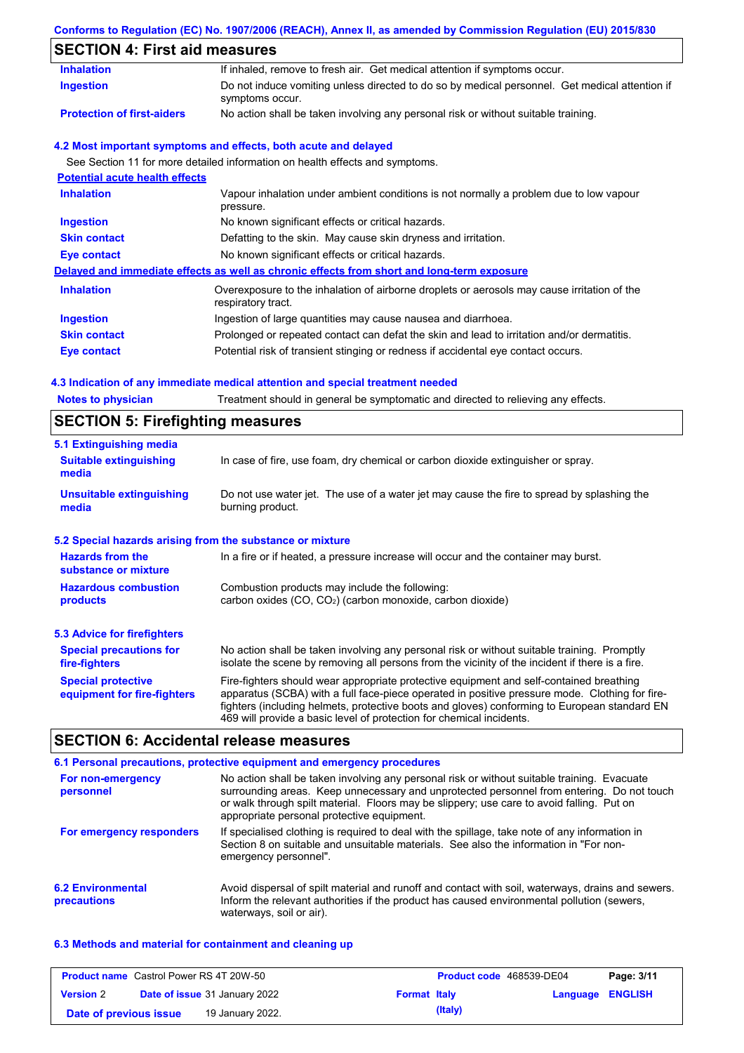## SECTION 4: First aid measures

| | |
|---|---|
| **Inhalation** | If inhaled, remove to fresh air. Get medical attention if symptoms occur. |
| **Ingestion** | Do not induce vomiting unless directed to do so by medical personnel. Get medical attention if symptoms occur. |
| **Protection of first-aiders** | No action shall be taken involving any personal risk or without suitable training. |

### 4.2 Most important symptoms and effects, both acute and delayed

See Section 11 for more detailed information on health effects and symptoms.

**Potential acute health effects**

| | |
|---|---|
| **Inhalation** | Vapour inhalation under ambient conditions is not normally a problem due to low vapour pressure. |
| **Ingestion** | No known significant effects or critical hazards. |
| **Skin contact** | Defatting to the skin. May cause skin dryness and irritation. |
| **Eye contact** | No known significant effects or critical hazards. |

**Delayed and immediate effects as well as chronic effects from short and long-term exposure**

| | |
|---|---|
| **Inhalation** | Overexposure to the inhalation of airborne droplets or aerosols may cause irritation of the respiratory tract. |
| **Ingestion** | Ingestion of large quantities may cause nausea and diarrhoea. |
| **Skin contact** | Prolonged or repeated contact can defat the skin and lead to irritation and/or dermatitis. |
| **Eye contact** | Potential risk of transient stinging or redness if accidental eye contact occurs. |

### 4.3 Indication of any immediate medical attention and special treatment needed

| | |
|---|---|
| **Notes to physician** | Treatment should in general be symptomatic and directed to relieving any effects. |

## SECTION 5: Firefighting measures

### 5.1 Extinguishing media

| | |
|---|---|
| **Suitable extinguishing media** | In case of fire, use foam, dry chemical or carbon dioxide extinguisher or spray. |
| **Unsuitable extinguishing media** | Do not use water jet. The use of a water jet may cause the fire to spread by splashing the burning product. |

### 5.2 Special hazards arising from the substance or mixture

| | |
|---|---|
| **Hazards from the substance or mixture** | In a fire or if heated, a pressure increase will occur and the container may burst. |
| **Hazardous combustion products** | Combustion products may include the following: carbon oxides (CO, $CO_2$) (carbon monoxide, carbon dioxide) |

### 5.3 Advice for firefighters

| | |
|---|---|
| **Special precautions for fire-fighters** | No action shall be taken involving any personal risk or without suitable training. Promptly isolate the scene by removing all persons from the vicinity of the incident if there is a fire. |
| **Special protective equipment for fire-fighters** | Fire-fighters should wear appropriate protective equipment and self-contained breathing apparatus (SCBA) with a full face-piece operated in positive pressure mode. Clothing for fire-fighters (including helmets, protective boots and gloves) conforming to European standard EN 469 will provide a basic level of protection for chemical incidents. |

## SECTION 6: Accidental release measures

### 6.1 Personal precautions, protective equipment and emergency procedures

| | |
|---|---|
| **For non-emergency personnel** | No action shall be taken involving any personal risk or without suitable training. Evacuate surrounding areas. Keep unnecessary and unprotected personnel from entering. Do not touch or walk through spilt material. Floors may be slippery; use care to avoid falling. Put on appropriate personal protective equipment. |
| **For emergency responders** | If specialised clothing is required to deal with the spillage, take note of any information in Section 8 on suitable and unsuitable materials. See also the information in "For non-emergency personnel". |

| | |
|---|---|
| **6.2 Environmental precautions** | Avoid dispersal of spilt material and runoff and contact with soil, waterways, drains and sewers. Inform the relevant authorities if the product has caused environmental pollution (sewers, waterways, soil or air). |

### 6.3 Methods and material for containment and cleaning up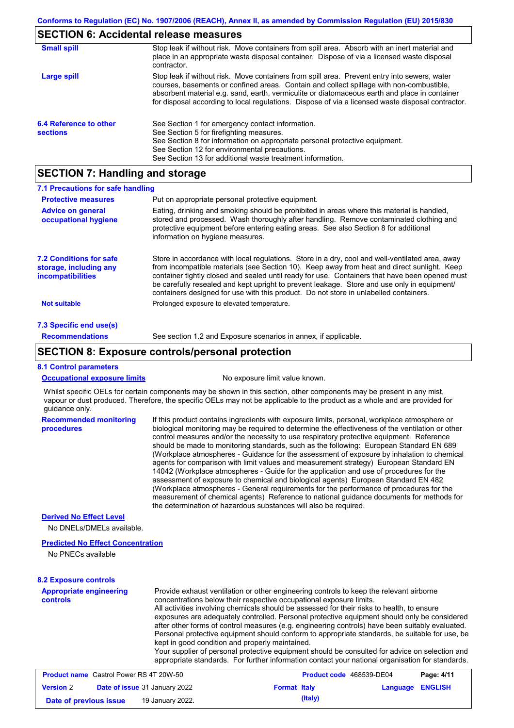## SECTION 6: Accidental release measures

**Small spill**

Stop leak if without risk. Move containers from spill area. Absorb with an inert material and place in an appropriate waste disposal container. Dispose of via a licensed waste disposal contractor.

**Large spill**

Stop leak if without risk. Move containers from spill area. Prevent entry into sewers, water courses, basements or confined areas. Contain and collect spillage with non-combustible, absorbent material e.g. sand, earth, vermiculite or diatomaceous earth and place in container for disposal according to local regulations. Dispose of via a licensed waste disposal contractor.

**6.4 Reference to other sections**

See Section 1 for emergency contact information.
See Section 5 for firefighting measures.
See Section 8 for information on appropriate personal protective equipment.
See Section 12 for environmental precautions.
See Section 13 for additional waste treatment information.

## SECTION 7: Handling and storage

### 7.1 Precautions for safe handling

**Protective measures**

Put on appropriate personal protective equipment.

**Advice on general occupational hygiene**

Eating, drinking and smoking should be prohibited in areas where this material is handled, stored and processed. Wash thoroughly after handling. Remove contaminated clothing and protective equipment before entering eating areas. See also Section 8 for additional information on hygiene measures.

**7.2 Conditions for safe storage, including any incompatibilities**

Store in accordance with local regulations. Store in a dry, cool and well-ventilated area, away from incompatible materials (see Section 10). Keep away from heat and direct sunlight. Keep container tightly closed and sealed until ready for use. Containers that have been opened must be carefully resealed and kept upright to prevent leakage. Store and use only in equipment/ containers designed for use with this product. Do not store in unlabelled containers.

**Not suitable**

Prolonged exposure to elevated temperature.

### 7.3 Specific end use(s)

**Recommendations**

See section 1.2 and Exposure scenarios in annex, if applicable.

## SECTION 8: Exposure controls/personal protection

### 8.1 Control parameters

**Occupational exposure limits**

No exposure limit value known.

Whilst specific OELs for certain components may be shown in this section, other components may be present in any mist, vapour or dust produced. Therefore, the specific OELs may not be applicable to the product as a whole and are provided for guidance only.

**Recommended monitoring procedures**

If this product contains ingredients with exposure limits, personal, workplace atmosphere or biological monitoring may be required to determine the effectiveness of the ventilation or other control measures and/or the necessity to use respiratory protective equipment. Reference should be made to monitoring standards, such as the following: European Standard EN 689 (Workplace atmospheres - Guidance for the assessment of exposure by inhalation to chemical agents for comparison with limit values and measurement strategy) European Standard EN 14042 (Workplace atmospheres - Guide for the application and use of procedures for the assessment of exposure to chemical and biological agents) European Standard EN 482 (Workplace atmospheres - General requirements for the performance of procedures for the measurement of chemical agents) Reference to national guidance documents for methods for the determination of hazardous substances will also be required.

**Derived No Effect Level**

No DNELs/DMELs available.

**Predicted No Effect Concentration**

No PNECs available

### 8.2 Exposure controls

**Appropriate engineering controls**

Provide exhaust ventilation or other engineering controls to keep the relevant airborne concentrations below their respective occupational exposure limits.
All activities involving chemicals should be assessed for their risks to health, to ensure exposures are adequately controlled. Personal protective equipment should only be considered after other forms of control measures (e.g. engineering controls) have been suitably evaluated. Personal protective equipment should conform to appropriate standards, be suitable for use, be kept in good condition and properly maintained.
Your supplier of personal protective equipment should be consulted for advice on selection and appropriate standards. For further information contact your national organisation for standards.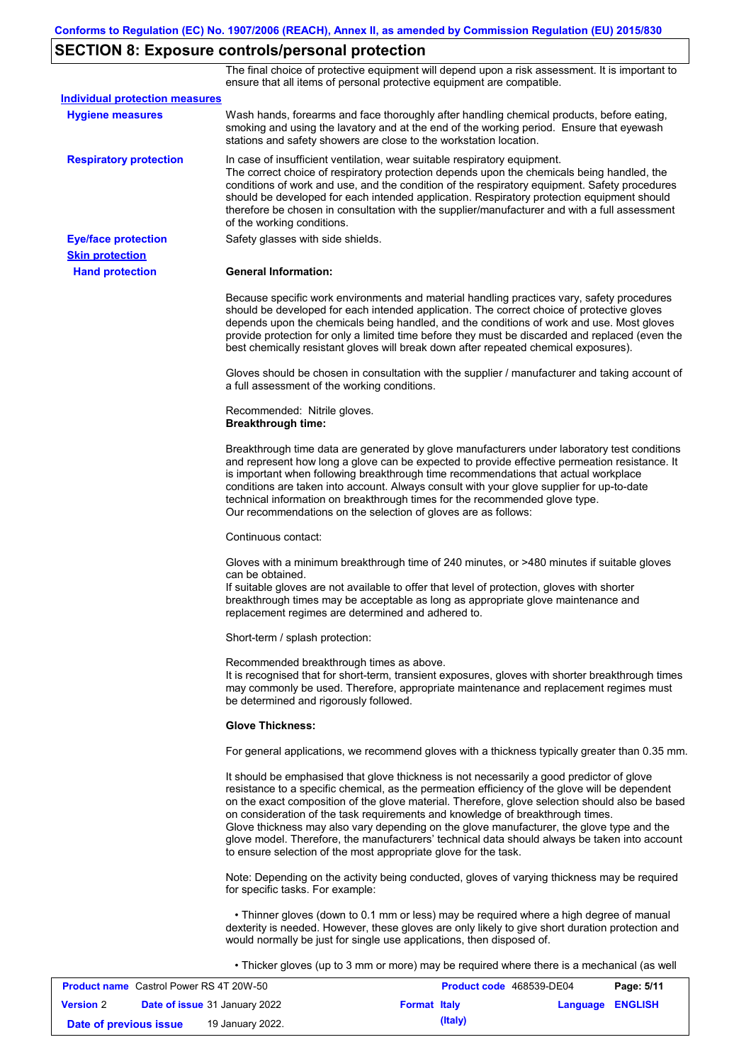## SECTION 8: Exposure controls/personal protection

The final choice of protective equipment will depend upon a risk assessment. It is important to ensure that all items of personal protective equipment are compatible.

**Individual protection measures**

**Hygiene measures**

Wash hands, forearms and face thoroughly after handling chemical products, before eating, smoking and using the lavatory and at the end of the working period. Ensure that eyewash stations and safety showers are close to the workstation location.

**Respiratory protection**

In case of insufficient ventilation, wear suitable respiratory equipment.
The correct choice of respiratory protection depends upon the chemicals being handled, the conditions of work and use, and the condition of the respiratory equipment. Safety procedures should be developed for each intended application. Respiratory protection equipment should therefore be chosen in consultation with the supplier/manufacturer and with a full assessment of the working conditions.

**Eye/face protection**

Safety glasses with side shields.

**Skin protection**

**Hand protection**

**General Information:**

Because specific work environments and material handling practices vary, safety procedures should be developed for each intended application. The correct choice of protective gloves depends upon the chemicals being handled, and the conditions of work and use. Most gloves provide protection for only a limited time before they must be discarded and replaced (even the best chemically resistant gloves will break down after repeated chemical exposures).

Gloves should be chosen in consultation with the supplier / manufacturer and taking account of a full assessment of the working conditions.

Recommended: Nitrile gloves.
**Breakthrough time:**

Breakthrough time data are generated by glove manufacturers under laboratory test conditions and represent how long a glove can be expected to provide effective permeation resistance. It is important when following breakthrough time recommendations that actual workplace conditions are taken into account. Always consult with your glove supplier for up-to-date technical information on breakthrough times for the recommended glove type.
Our recommendations on the selection of gloves are as follows:

Continuous contact:

Gloves with a minimum breakthrough time of 240 minutes, or >480 minutes if suitable gloves can be obtained.
If suitable gloves are not available to offer that level of protection, gloves with shorter breakthrough times may be acceptable as long as appropriate glove maintenance and replacement regimes are determined and adhered to.

Short-term / splash protection:

Recommended breakthrough times as above.
It is recognised that for short-term, transient exposures, gloves with shorter breakthrough times may commonly be used. Therefore, appropriate maintenance and replacement regimes must be determined and rigorously followed.

**Glove Thickness:**

For general applications, we recommend gloves with a thickness typically greater than 0.35 mm.

It should be emphasised that glove thickness is not necessarily a good predictor of glove resistance to a specific chemical, as the permeation efficiency of the glove will be dependent on the exact composition of the glove material. Therefore, glove selection should also be based on consideration of the task requirements and knowledge of breakthrough times.
Glove thickness may also vary depending on the glove manufacturer, the glove type and the glove model. Therefore, the manufacturers' technical data should always be taken into account to ensure selection of the most appropriate glove for the task.

Note: Depending on the activity being conducted, gloves of varying thickness may be required for specific tasks. For example:

- Thinner gloves (down to 0.1 mm or less) may be required where a high degree of manual dexterity is needed. However, these gloves are only likely to give short duration protection and would normally be just for single use applications, then disposed of.

- Thicker gloves (up to 3 mm or more) may be required where there is a mechanical (as well

| **Product name** Castrol Power RS 4T 20W-50 | **Product code** 468539-DE04 | **Page: 5/11** |
|---|---|---|
| **Version** 2 **Date of issue** 31 January 2022 | **Format Italy (Italy)** | **Language ENGLISH** |
| **Date of previous issue** 19 January 2022. | | |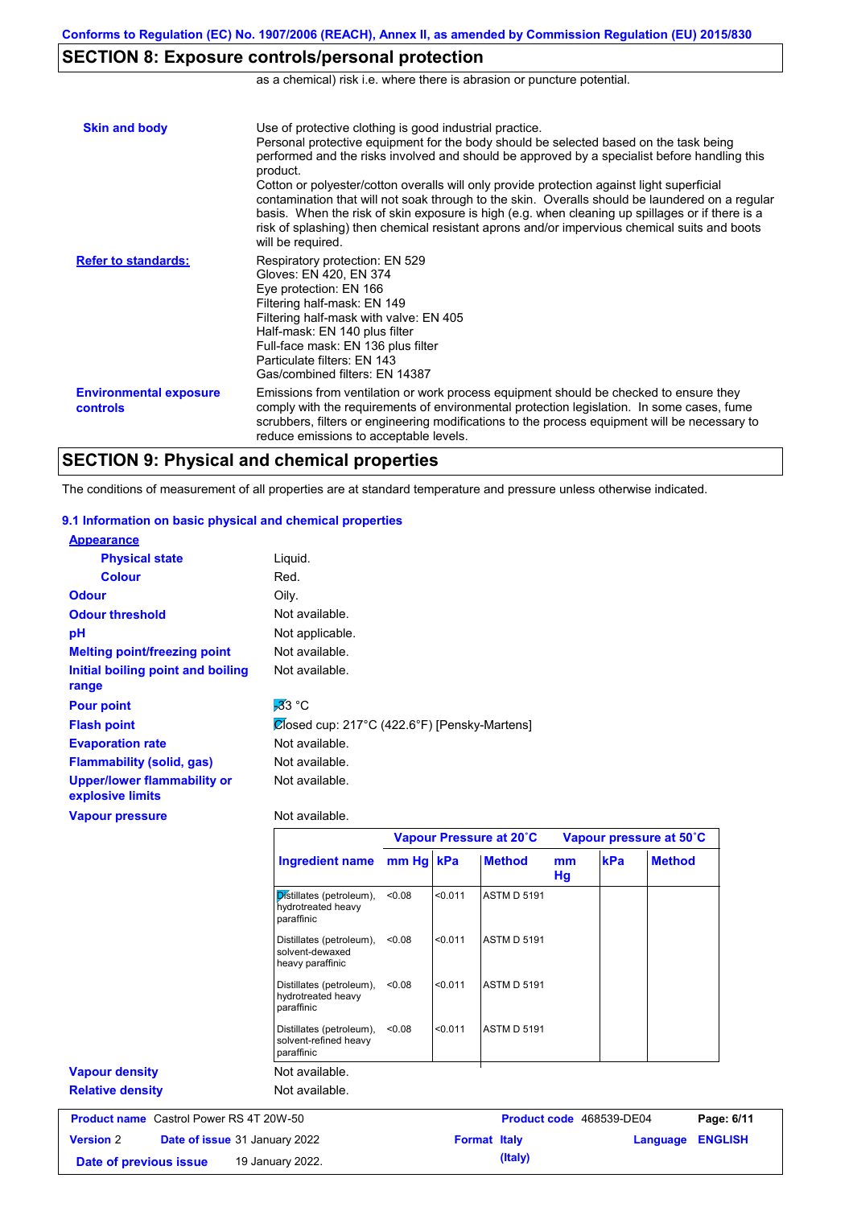## SECTION 8: Exposure controls/personal protection

as a chemical) risk i.e. where there is abrasion or puncture potential.

**Skin and body**

Use of protective clothing is good industrial practice.
Personal protective equipment for the body should be selected based on the task being performed and the risks involved and should be approved by a specialist before handling this product.
Cotton or polyester/cotton overalls will only provide protection against light superficial contamination that will not soak through to the skin. Overalls should be laundered on a regular basis. When the risk of skin exposure is high (e.g. when cleaning up spillages or if there is a risk of splashing) then chemical resistant aprons and/or impervious chemical suits and boots will be required.

**Refer to standards:**

Respiratory protection: EN 529
Gloves: EN 420, EN 374
Eye protection: EN 166
Filtering half-mask: EN 149
Filtering half-mask with valve: EN 405
Half-mask: EN 140 plus filter
Full-face mask: EN 136 plus filter
Particulate filters: EN 143
Gas/combined filters: EN 14387

**Environmental exposure controls**

Emissions from ventilation or work process equipment should be checked to ensure they comply with the requirements of environmental protection legislation. In some cases, fume scrubbers, filters or engineering modifications to the process equipment will be necessary to reduce emissions to acceptable levels.

## SECTION 9: Physical and chemical properties

The conditions of measurement of all properties are at standard temperature and pressure unless otherwise indicated.

### 9.1 Information on basic physical and chemical properties

**Appearance**

| | |
|---|---|
| **Physical state** | Liquid. |
| **Colour** | Red. |
| **Odour** | Oily. |
| **Odour threshold** | Not available. |
| **pH** | Not applicable. |
| **Melting point/freezing point** | Not available. |
| **Initial boiling point and boiling range** | Not available. |
| **Pour point** | -33 °C |
| **Flash point** | Closed cup: 217°C (422.6°F) [Pensky-Martens] |
| **Evaporation rate** | Not available. |
| **Flammability (solid, gas)** | Not available. |
| **Upper/lower flammability or explosive limits** | Not available. |
| **Vapour pressure** | Not available. |

| Ingredient name | Vapour Pressure at 20˚C | | | Vapour pressure at 50˚C | | |
|---|---|---|---|---|---|---|
| | mm Hg | kPa | Method | mm Hg | kPa | Method |
| Distillates (petroleum), hydrotreated heavy paraffinic | <0.08 | <0.011 | ASTM D 5191 | | | |
| Distillates (petroleum), solvent-dewaxed heavy paraffinic | <0.08 | <0.011 | ASTM D 5191 | | | |
| Distillates (petroleum), hydrotreated heavy paraffinic | <0.08 | <0.011 | ASTM D 5191 | | | |
| Distillates (petroleum), solvent-refined heavy paraffinic | <0.08 | <0.011 | ASTM D 5191 | | | |

| | |
|---|---|
| **Vapour density** | Not available. |
| **Relative density** | Not available. |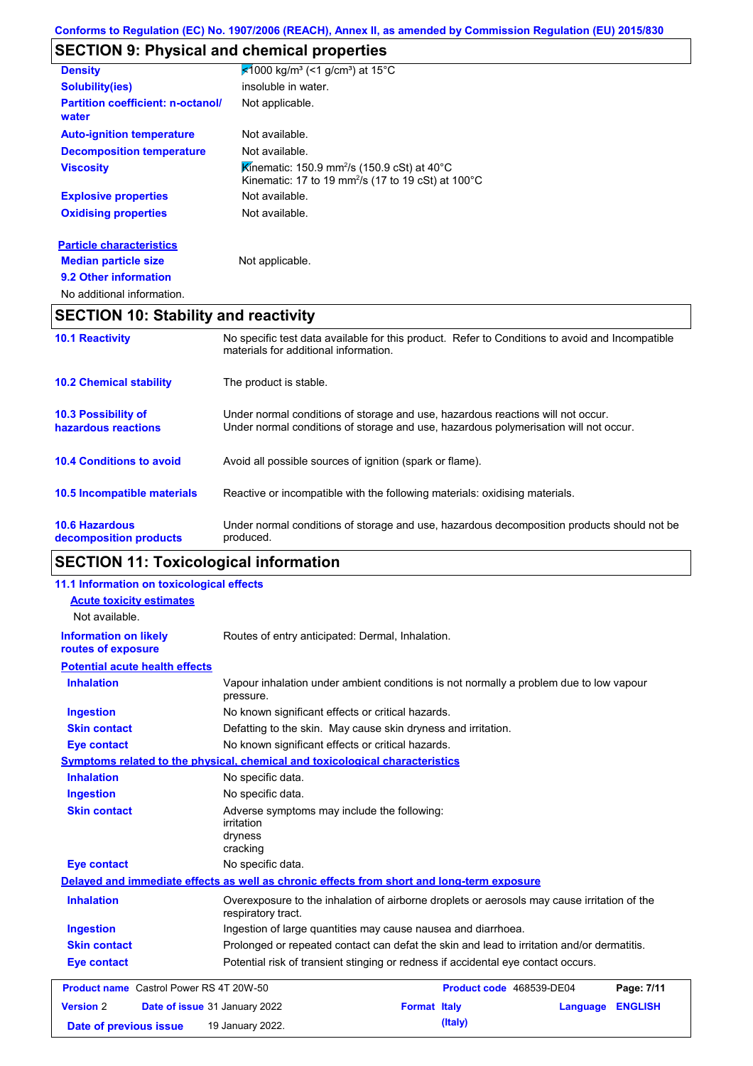Conforms to Regulation (EC) No. 1907/2006 (REACH), Annex II, as amended by Commission Regulation (EU) 2015/830

## SECTION 9: Physical and chemical properties

| | |
|---|---|
| **Density** | <1000 kg/m³ (<1 g/cm³) at 15°C |
| **Solubility(ies)** | insoluble in water. |
| **Partition coefficient: n-octanol/ water** | Not applicable. |
| **Auto-ignition temperature** | Not available. |
| **Decomposition temperature** | Not available. |
| **Viscosity** | Kinematic: 150.9 mm²/s (150.9 cSt) at 40°C<br>Kinematic: 17 to 19 mm²/s (17 to 19 cSt) at 100°C |
| **Explosive properties** | Not available. |
| **Oxidising properties** | Not available. |

**Particle characteristics**

| | |
|---|---|
| **Median particle size** | Not applicable. |

**9.2 Other information**

No additional information.

## SECTION 10: Stability and reactivity

| | |
|---|---|
| **10.1 Reactivity** | No specific test data available for this product. Refer to Conditions to avoid and Incompatible materials for additional information. |
| **10.2 Chemical stability** | The product is stable. |
| **10.3 Possibility of hazardous reactions** | Under normal conditions of storage and use, hazardous reactions will not occur.<br>Under normal conditions of storage and use, hazardous polymerisation will not occur. |
| **10.4 Conditions to avoid** | Avoid all possible sources of ignition (spark or flame). |
| **10.5 Incompatible materials** | Reactive or incompatible with the following materials: oxidising materials. |
| **10.6 Hazardous decomposition products** | Under normal conditions of storage and use, hazardous decomposition products should not be produced. |

## SECTION 11: Toxicological information

**11.1 Information on toxicological effects**

**Acute toxicity estimates**

Not available.

| | |
|---|---|
| **Information on likely routes of exposure** | Routes of entry anticipated: Dermal, Inhalation. |

**Potential acute health effects**

| | |
|---|---|
| **Inhalation** | Vapour inhalation under ambient conditions is not normally a problem due to low vapour pressure. |
| **Ingestion** | No known significant effects or critical hazards. |
| **Skin contact** | Defatting to the skin. May cause skin dryness and irritation. |
| **Eye contact** | No known significant effects or critical hazards. |

**Symptoms related to the physical, chemical and toxicological characteristics**

| | |
|---|---|
| **Inhalation** | No specific data. |
| **Ingestion** | No specific data. |
| **Skin contact** | Adverse symptoms may include the following:<br>irritation<br>dryness<br>cracking |
| **Eye contact** | No specific data. |

**Delayed and immediate effects as well as chronic effects from short and long-term exposure**

| | |
|---|---|
| **Inhalation** | Overexposure to the inhalation of airborne droplets or aerosols may cause irritation of the respiratory tract. |
| **Ingestion** | Ingestion of large quantities may cause nausea and diarrhoea. |
| **Skin contact** | Prolonged or repeated contact can defat the skin and lead to irritation and/or dermatitis. |
| **Eye contact** | Potential risk of transient stinging or redness if accidental eye contact occurs. |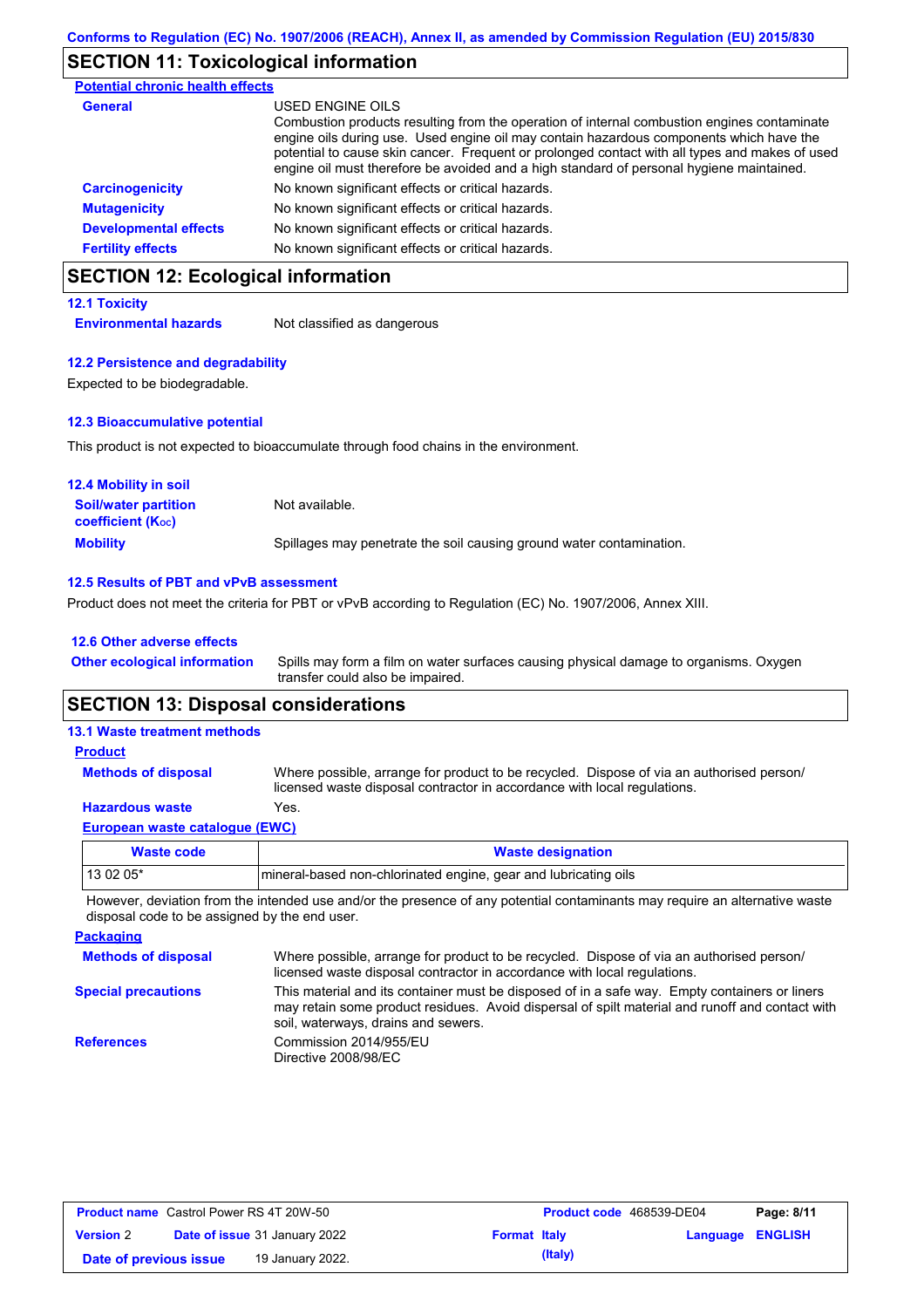## SECTION 11: Toxicological information

**Potential chronic health effects**

| | |
|---|---|
| **General** | USED ENGINE OILS<br>Combustion products resulting from the operation of internal combustion engines contaminate engine oils during use. Used engine oil may contain hazardous components which have the potential to cause skin cancer. Frequent or prolonged contact with all types and makes of used engine oil must therefore be avoided and a high standard of personal hygiene maintained. |
| **Carcinogenicity** | No known significant effects or critical hazards. |
| **Mutagenicity** | No known significant effects or critical hazards. |
| **Developmental effects** | No known significant effects or critical hazards. |
| **Fertility effects** | No known significant effects or critical hazards. |

## SECTION 12: Ecological information

### 12.1 Toxicity

**Environmental hazards** Not classified as dangerous

### 12.2 Persistence and degradability

Expected to be biodegradable.

### 12.3 Bioaccumulative potential

This product is not expected to bioaccumulate through food chains in the environment.

### 12.4 Mobility in soil

| | |
|---|---|
| **Soil/water partition coefficient ($K_{OC}$)** | Not available. |
| **Mobility** | Spillages may penetrate the soil causing ground water contamination. |

### 12.5 Results of PBT and vPvB assessment

Product does not meet the criteria for PBT or vPvB according to Regulation (EC) No. 1907/2006, Annex XIII.

### 12.6 Other adverse effects

**Other ecological information** Spills may form a film on water surfaces causing physical damage to organisms. Oxygen transfer could also be impaired.

## SECTION 13: Disposal considerations

### 13.1 Waste treatment methods

**Product**

| | |
|---|---|
| **Methods of disposal** | Where possible, arrange for product to be recycled. Dispose of via an authorised person/ licensed waste disposal contractor in accordance with local regulations. |
| **Hazardous waste** | Yes. |

**European waste catalogue (EWC)**

| Waste code | Waste designation |
|---|---|
| 13 02 05* | mineral-based non-chlorinated engine, gear and lubricating oils |

However, deviation from the intended use and/or the presence of any potential contaminants may require an alternative waste disposal code to be assigned by the end user.

**Packaging**

| | |
|---|---|
| **Methods of disposal** | Where possible, arrange for product to be recycled. Dispose of via an authorised person/ licensed waste disposal contractor in accordance with local regulations. |
| **Special precautions** | This material and its container must be disposed of in a safe way. Empty containers or liners may retain some product residues. Avoid dispersal of spilt material and runoff and contact with soil, waterways, drains and sewers. |
| **References** | Commission 2014/955/EU<br>Directive 2008/98/EC |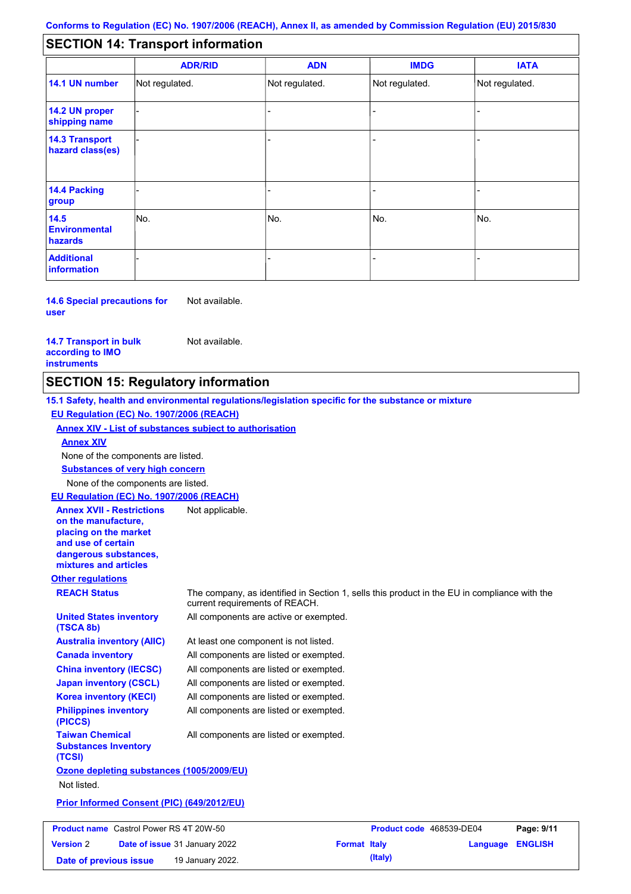Conforms to Regulation (EC) No. 1907/2006 (REACH), Annex II, as amended by Commission Regulation (EU) 2015/830

## SECTION 14: Transport information

| | ADR/RID | ADN | IMDG | IATA |
|---|---|---|---|---|
| **14.1 UN number** | Not regulated. | Not regulated. | Not regulated. | Not regulated. |
| **14.2 UN proper shipping name** | - | - | - | - |
| **14.3 Transport hazard class(es)** | - | - | - | - |
| **14.4 Packing group** | - | - | - | - |
| **14.5 Environmental hazards** | No. | No. | No. | No. |
| **Additional information** | - | - | - | - |

**14.6 Special precautions for user** Not available.

**14.7 Transport in bulk according to IMO instruments** Not available.

## SECTION 15: Regulatory information

**15.1 Safety, health and environmental regulations/legislation specific for the substance or mixture**

**EU Regulation (EC) No. 1907/2006 (REACH)**

**Annex XIV - List of substances subject to authorisation**

**Annex XIV**

None of the components are listed.

**Substances of very high concern**

None of the components are listed.

**EU Regulation (EC) No. 1907/2006 (REACH)**

**Annex XVII - Restrictions on the manufacture, placing on the market and use of certain dangerous substances, mixtures and articles** Not applicable.

**Other regulations**

**REACH Status** The company, as identified in Section 1, sells this product in the EU in compliance with the current requirements of REACH.

**United States inventory (TSCA 8b)** All components are active or exempted.

**Australia inventory (AIIC)** At least one component is not listed.

**Canada inventory** All components are listed or exempted.

**China inventory (IECSC)** All components are listed or exempted.

**Japan inventory (CSCL)** All components are listed or exempted.

**Korea inventory (KECI)** All components are listed or exempted.

**Philippines inventory (PICCS)** All components are listed or exempted.

**Taiwan Chemical Substances Inventory (TCSI)** All components are listed or exempted.

**Ozone depleting substances (1005/2009/EU)**

Not listed.

**Prior Informed Consent (PIC) (649/2012/EU)**

| **Product name** Castrol Power RS 4T 20W-50 | **Product code** 468539-DE04 | |
|---|---|---|
| **Version** 2 **Date of issue** 31 January 2022 | **Format** Italy (Italy) | **Language** ENGLISH |
| **Date of previous issue** 19 January 2022. | | |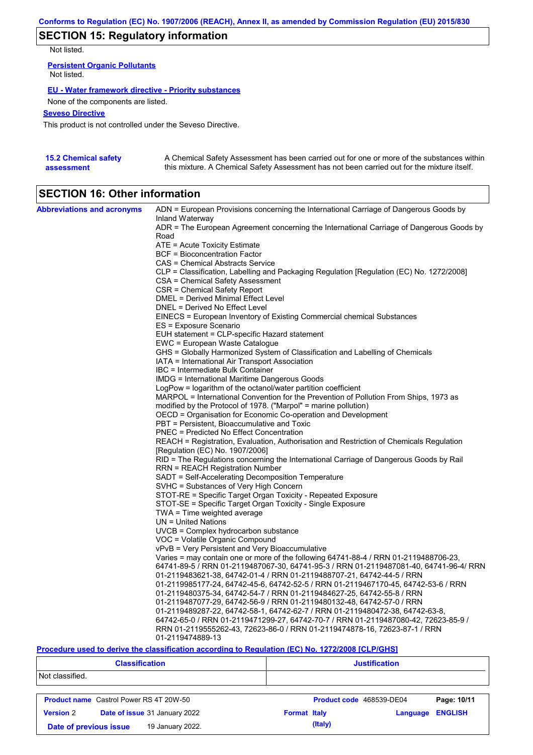## SECTION 15: Regulatory information

Not listed.

**Persistent Organic Pollutants**

Not listed.

**EU - Water framework directive - Priority substances**

None of the components are listed.

**Seveso Directive**

This product is not controlled under the Seveso Directive.

**15.2 Chemical safety assessment**

A Chemical Safety Assessment has been carried out for one or more of the substances within this mixture. A Chemical Safety Assessment has not been carried out for the mixture itself.

## SECTION 16: Other information

**Abbreviations and acronyms**

ADN = European Provisions concerning the International Carriage of Dangerous Goods by Inland Waterway
ADR = The European Agreement concerning the International Carriage of Dangerous Goods by Road
ATE = Acute Toxicity Estimate
BCF = Bioconcentration Factor
CAS = Chemical Abstracts Service
CLP = Classification, Labelling and Packaging Regulation [Regulation (EC) No. 1272/2008]
CSA = Chemical Safety Assessment
CSR = Chemical Safety Report
DMEL = Derived Minimal Effect Level
DNEL = Derived No Effect Level
EINECS = European Inventory of Existing Commercial chemical Substances
ES = Exposure Scenario
EUH statement = CLP-specific Hazard statement
EWC = European Waste Catalogue
GHS = Globally Harmonized System of Classification and Labelling of Chemicals
IATA = International Air Transport Association
IBC = Intermediate Bulk Container
IMDG = International Maritime Dangerous Goods
LogPow = logarithm of the octanol/water partition coefficient
MARPOL = International Convention for the Prevention of Pollution From Ships, 1973 as modified by the Protocol of 1978. ("Marpol" = marine pollution)
OECD = Organisation for Economic Co-operation and Development
PBT = Persistent, Bioaccumulative and Toxic
PNEC = Predicted No Effect Concentration
REACH = Registration, Evaluation, Authorisation and Restriction of Chemicals Regulation [Regulation (EC) No. 1907/2006]
RID = The Regulations concerning the International Carriage of Dangerous Goods by Rail
RRN = REACH Registration Number
SADT = Self-Accelerating Decomposition Temperature
SVHC = Substances of Very High Concern
STOT-RE = Specific Target Organ Toxicity - Repeated Exposure
STOT-SE = Specific Target Organ Toxicity - Single Exposure
TWA = Time weighted average
UN = United Nations
UVCB = Complex hydrocarbon substance
VOC = Volatile Organic Compound
vPvB = Very Persistent and Very Bioaccumulative
Varies = may contain one or more of the following 64741-88-4 / RRN 01-2119488706-23, 64741-89-5 / RRN 01-2119487067-30, 64741-95-3 / RRN 01-2119487081-40, 64741-96-4/ RRN 01-2119483621-38, 64742-01-4 / RRN 01-2119488707-21, 64742-44-5 / RRN 01-2119985177-24, 64742-45-6, 64742-52-5 / RRN 01-2119467170-45, 64742-53-6 / RRN 01-2119480375-34, 64742-54-7 / RRN 01-2119484627-25, 64742-55-8 / RRN 01-2119487077-29, 64742-56-9 / RRN 01-2119480132-48, 64742-57-0 / RRN 01-2119489287-22, 64742-58-1, 64742-62-7 / RRN 01-2119480472-38, 64742-63-8, 64742-65-0 / RRN 01-2119471299-27, 64742-70-7 / RRN 01-2119487080-42, 72623-85-9 / RRN 01-2119555262-43, 72623-86-0 / RRN 01-2119474878-16, 72623-87-1 / RRN 01-2119474889-13

**Procedure used to derive the classification according to Regulation (EC) No. 1272/2008 [CLP/GHS]**

| Classification | Justification |
|---|---|
| Not classified. | |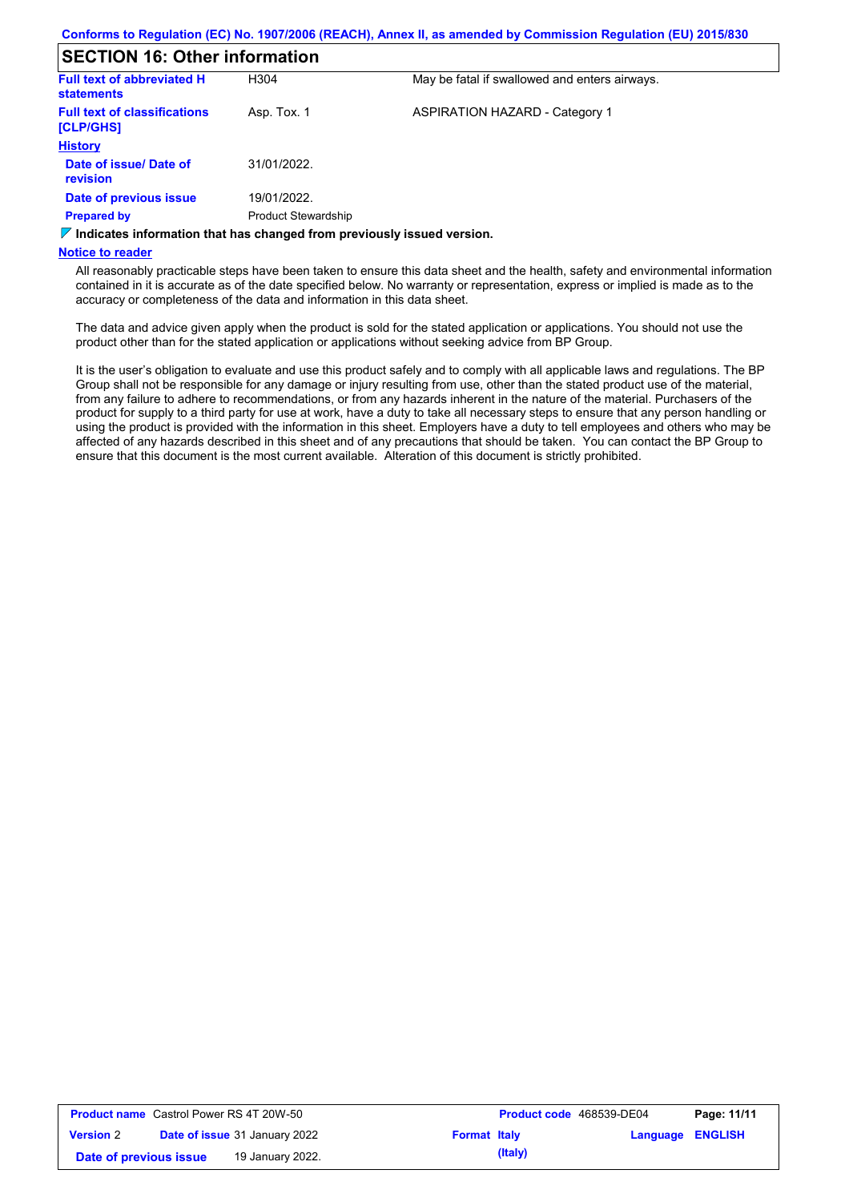## SECTION 16: Other information

| | | |
|---|---|---|
| **Full text of abbreviated H statements** | H304 | May be fatal if swallowed and enters airways. |
| **Full text of classifications [CLP/GHS]** | Asp. Tox. 1 | ASPIRATION HAZARD - Category 1 |

**History**

| | |
|---|---|
| **Date of issue/ Date of revision** | 31/01/2022. |
| **Date of previous issue** | 19/01/2022. |
| **Prepared by** | Product Stewardship |

**Indicates information that has changed from previously issued version.**

**Notice to reader**

All reasonably practicable steps have been taken to ensure this data sheet and the health, safety and environmental information contained in it is accurate as of the date specified below. No warranty or representation, express or implied is made as to the accuracy or completeness of the data and information in this data sheet.

The data and advice given apply when the product is sold for the stated application or applications. You should not use the product other than for the stated application or applications without seeking advice from BP Group.

It is the user's obligation to evaluate and use this product safely and to comply with all applicable laws and regulations. The BP Group shall not be responsible for any damage or injury resulting from use, other than the stated product use of the material, from any failure to adhere to recommendations, or from any hazards inherent in the nature of the material. Purchasers of the product for supply to a third party for use at work, have a duty to take all necessary steps to ensure that any person handling or using the product is provided with the information in this sheet. Employers have a duty to tell employees and others who may be affected of any hazards described in this sheet and of any precautions that should be taken. You can contact the BP Group to ensure that this document is the most current available. Alteration of this document is strictly prohibited.